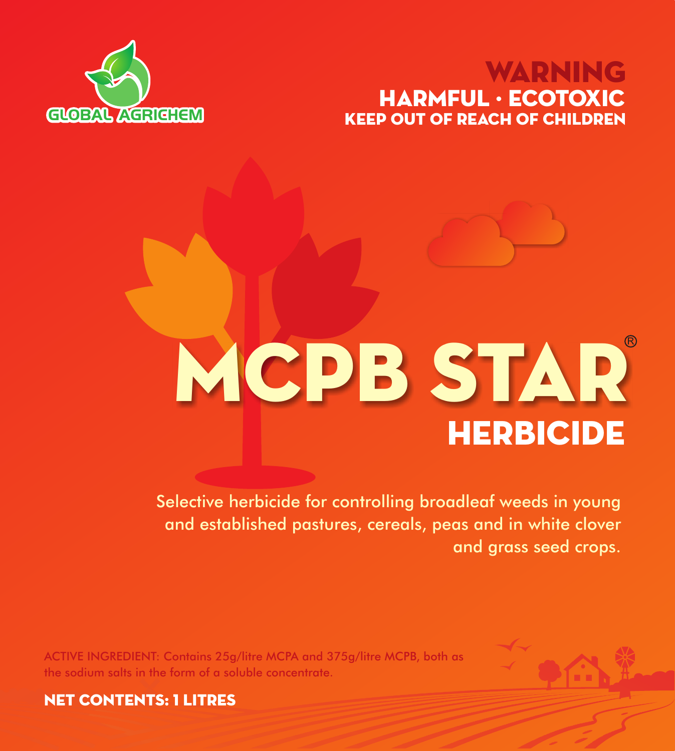GLOBAL AGRICHEM

**WARNING**
**HARMFUL · ECOTOXIC**
**KEEP OUT OF REACH OF CHILDREN**

# MCPB STAR®

## HERBICIDE

Selective herbicide for controlling broadleaf weeds in young and established pastures, cereals, peas and in white clover and grass seed crops.

ACTIVE INGREDIENT: Contains 25g/litre MCPA and 375g/litre MCPB, both as the sodium salts in the form of a soluble concentrate.

**NET CONTENTS: 1 LITRES**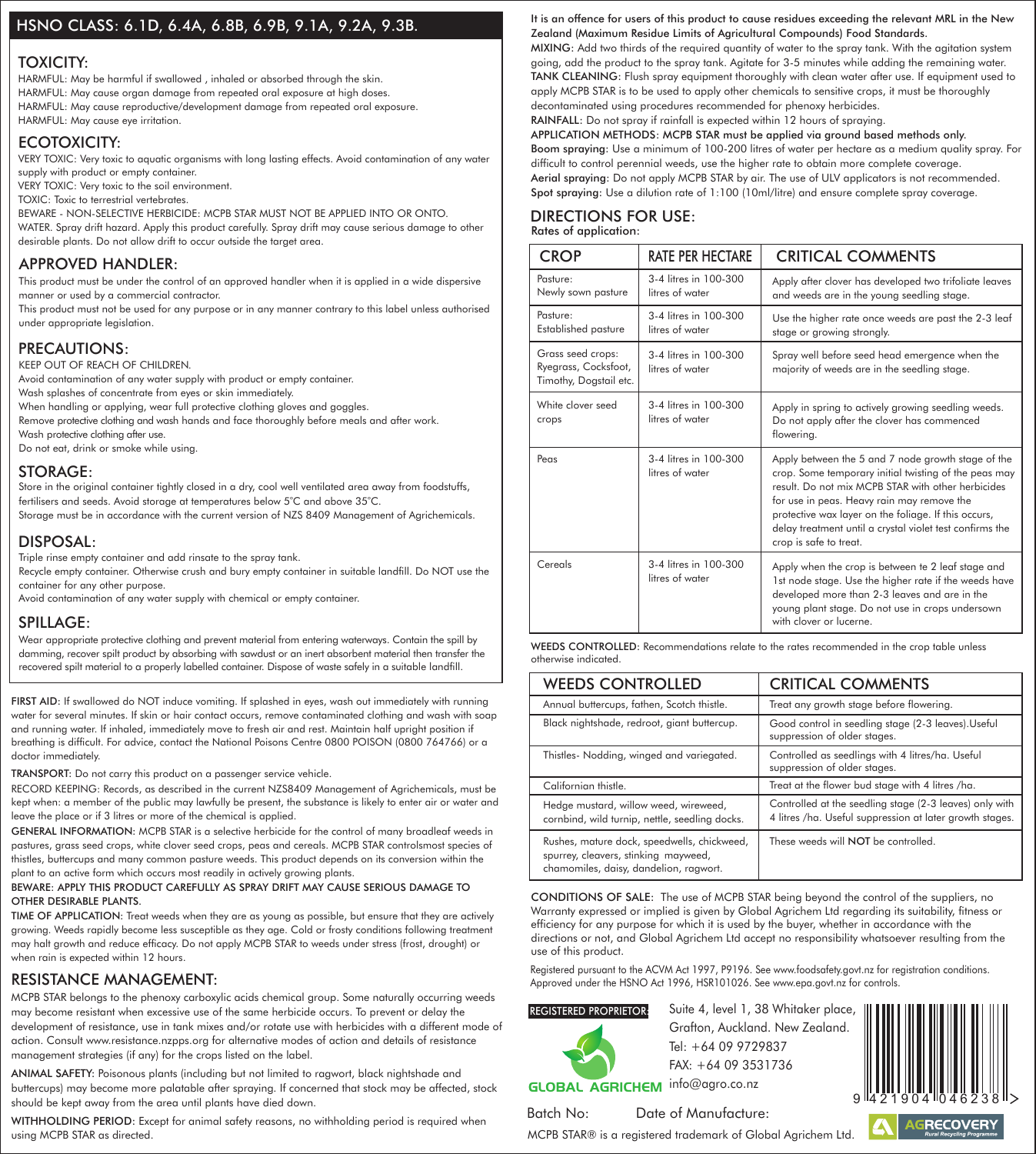# HSNO CLASS: 6.1D, 6.4A, 6.8B, 6.9B, 9.1A, 9.2A, 9.3B.

## TOXICITY:

HARMFUL: May be harmful if swallowed , inhaled or absorbed through the skin.
HARMFUL: May cause organ damage from repeated oral exposure at high doses.
HARMFUL: May cause reproductive/development damage from repeated oral exposure.
HARMFUL: May cause eye irritation.

## ECOTOXICITY:

VERY TOXIC: Very toxic to aquatic organisms with long lasting effects. Avoid contamination of any water supply with product or empty container.
VERY TOXIC: Very toxic to the soil environment.
TOXIC: Toxic to terrestrial vertebrates.
BEWARE - NON-SELECTIVE HERBICIDE: MCPB STAR MUST NOT BE APPLIED INTO OR ONTO.
WATER. Spray drift hazard. Apply this product carefully. Spray drift may cause serious damage to other desirable plants. Do not allow drift to occur outside the target area.

## APPROVED HANDLER:

This product must be under the control of an approved handler when it is applied in a wide dispersive manner or used by a commercial contractor.
This product must not be used for any purpose or in any manner contrary to this label unless authorised under appropriate legislation.

## PRECAUTIONS:

KEEP OUT OF REACH OF CHILDREN.
Avoid contamination of any water supply with product or empty container.
Wash splashes of concentrate from eyes or skin immediately.
When handling or applying, wear full protective clothing gloves and goggles.
Remove protective clothing and wash hands and face thoroughly before meals and after work.
Wash protective clothing after use.
Do not eat, drink or smoke while using.

## STORAGE:

Store in the original container tightly closed in a dry, cool well ventilated area away from foodstuffs, fertilisers and seeds. Avoid storage at temperatures below 5°C and above 35°C.
Storage must be in accordance with the current version of NZS 8409 Management of Agrichemicals.

## DISPOSAL:

Triple rinse empty container and add rinsate to the spray tank.
Recycle empty container. Otherwise crush and bury empty container in suitable landfill. Do NOT use the container for any other purpose.
Avoid contamination of any water supply with chemical or empty container.

## SPILLAGE:

Wear appropriate protective clothing and prevent material from entering waterways. Contain the spill by damming, recover spilt product by absorbing with sawdust or an inert absorbent material then transfer the recovered spilt material to a properly labelled container. Dispose of waste safely in a suitable landfill.

**FIRST AID**: If swallowed do NOT induce vomiting. If splashed in eyes, wash out immediately with running water for several minutes. If skin or hair contact occurs, remove contaminated clothing and wash with soap and running water. If inhaled, immediately move to fresh air and rest. Maintain half upright position if breathing is difficult. For advice, contact the National Poisons Centre 0800 POISON (0800 764766) or a doctor immediately.

**TRANSPORT**: Do not carry this product on a passenger service vehicle.

RECORD KEEPING: Records, as described in the current NZS8409 Management of Agrichemicals, must be kept when: a member of the public may lawfully be present, the substance is likely to enter air or water and leave the place or if 3 litres or more of the chemical is applied.

**GENERAL INFORMATION**: MCPB STAR is a selective herbicide for the control of many broadleaf weeds in pastures, grass seed crops, white clover seed crops, peas and cereals. MCPB STAR controlsmost species of thistles, buttercups and many common pasture weeds. This product depends on its conversion within the plant to an active form which occurs most readily in actively growing plants.

**BEWARE: APPLY THIS PRODUCT CAREFULLY AS SPRAY DRIFT MAY CAUSE SERIOUS DAMAGE TO OTHER DESIRABLE PLANTS.**

**TIME OF APPLICATION**: Treat weeds when they are as young as possible, but ensure that they are actively growing. Weeds rapidly become less susceptible as they age. Cold or frosty conditions following treatment may halt growth and reduce efficacy. Do not apply MCPB STAR to weeds under stress (frost, drought) or when rain is expected within 12 hours.

## RESISTANCE MANAGEMENT:

MCPB STAR belongs to the phenoxy carboxylic acids chemical group. Some naturally occurring weeds may become resistant when excessive use of the same herbicide occurs. To prevent or delay the development of resistance, use in tank mixes and/or rotate use with herbicides with a different mode of action. Consult www.resistance.nzpps.org for alternative modes of action and details of resistance management strategies (if any) for the crops listed on the label.

**ANIMAL SAFETY**: Poisonous plants (including but not limited to ragwort, black nightshade and buttercups) may become more palatable after spraying. If concerned that stock may be affected, stock should be kept away from the area until plants have died down.

**WITHHOLDING PERIOD**: Except for animal safety reasons, no withholding period is required when using MCPB STAR as directed.

It is an offence for users of this product to cause residues exceeding the relevant MRL in the New Zealand (Maximum Residue Limits of Agricultural Compounds) Food Standards.

**MIXING**: Add two thirds of the required quantity of water to the spray tank. With the agitation system going, add the product to the spray tank. Agitate for 3-5 minutes while adding the remaining water.

**TANK CLEANING**: Flush spray equipment thoroughly with clean water after use. If equipment used to apply MCPB STAR is to be used to apply other chemicals to sensitive crops, it must be thoroughly decontaminated using procedures recommended for phenoxy herbicides.

**RAINFALL**: Do not spray if rainfall is expected within 12 hours of spraying.

**APPLICATION METHODS: MCPB STAR must be applied via ground based methods only.**

**Boom spraying**: Use a minimum of 100-200 litres of water per hectare as a medium quality spray. For difficult to control perennial weeds, use the higher rate to obtain more complete coverage.

**Aerial spraying**: Do not apply MCPB STAR by air. The use of ULV applicators is not recommended.

**Spot spraying**: Use a dilution rate of 1:100 (10ml/litre) and ensure complete spray coverage.

## DIRECTIONS FOR USE:

Rates of application:

| CROP | RATE PER HECTARE | CRITICAL COMMENTS |
|---|---|---|
| Pasture: Newly sown pasture | 3-4 litres in 100-300 litres of water | Apply after clover has developed two trifoliate leaves and weeds are in the young seedling stage. |
| Pasture: Established pasture | 3-4 litres in 100-300 litres of water | Use the higher rate once weeds are past the 2-3 leaf stage or growing strongly. |
| Grass seed crops: Ryegrass, Cocksfoot, Timothy, Dogstail etc. | 3-4 litres in 100-300 litres of water | Spray well before seed head emergence when the majority of weeds are in the seedling stage. |
| White clover seed crops | 3-4 litres in 100-300 litres of water | Apply in spring to actively growing seedling weeds. Do not apply after the clover has commenced flowering. |
| Peas | 3-4 litres in 100-300 litres of water | Apply between the 5 and 7 node growth stage of the crop. Some temporary initial twisting of the peas may result. Do not mix MCPB STAR with other herbicides for use in peas. Heavy rain may remove the protective wax layer on the foliage. If this occurs, delay treatment until a crystal violet test confirms the crop is safe to treat. |
| Cereals | 3-4 litres in 100-300 litres of water | Apply when the crop is between te 2 leaf stage and 1st node stage. Use the higher rate if the weeds have developed more than 2-3 leaves and are in the young plant stage. Do not use in crops undersown with clover or lucerne. |

**WEEDS CONTROLLED**: Recommendations relate to the rates recommended in the crop table unless otherwise indicated.

| WEEDS CONTROLLED | CRITICAL COMMENTS |
|---|---|
| Annual buttercups, fathen, Scotch thistle. | Treat any growth stage before flowering. |
| Black nightshade, redroot, giant buttercup. | Good control in seedling stage (2-3 leaves).Useful suppression of older stages. |
| Thistles- Nodding, winged and variegated. | Controlled as seedlings with 4 litres/ha. Useful suppression of older stages. |
| Californian thistle. | Treat at the flower bud stage with 4 litres /ha. |
| Hedge mustard, willow weed, wireweed, cornbind, wild turnip, nettle, seedling docks. | Controlled at the seedling stage (2-3 leaves) only with 4 litres /ha. Useful suppression at later growth stages. |
| Rushes, mature dock, speedwells, chickweed, spurrey, cleavers, stinking mayweed, chamomiles, daisy, dandelion, ragwort. | These weeds will **NOT** be controlled. |

**CONDITIONS OF SALE**: The use of MCPB STAR being beyond the control of the suppliers, no Warranty expressed or implied is given by Global Agrichem Ltd regarding its suitability, fitness or efficiency for any purpose for which it is used by the buyer, whether in accordance with the directions or not, and Global Agrichem Ltd accept no responsibility whatsoever resulting from the use of this product.

Registered pursuant to the ACVM Act 1997, P9196. See www.foodsafety.govt.nz for registration conditions.
Approved under the HSNO Act 1996, HSR101026. See www.epa.govt.nz for controls.

REGISTERED PROPRIETOR:

GLOBAL AGRICHEM

Suite 4, level 1, 38 Whitaker place,
Grafton, Auckland. New Zealand.
Tel: +64 09 9729837
FAX: +64 09 3531736
info@agro.co.nz

9 421904 046238

Batch No: Date of Manufacture:

MCPB STAR® is a registered trademark of Global Agrichem Ltd.

AGRECOVERY Rural Recycling Programme